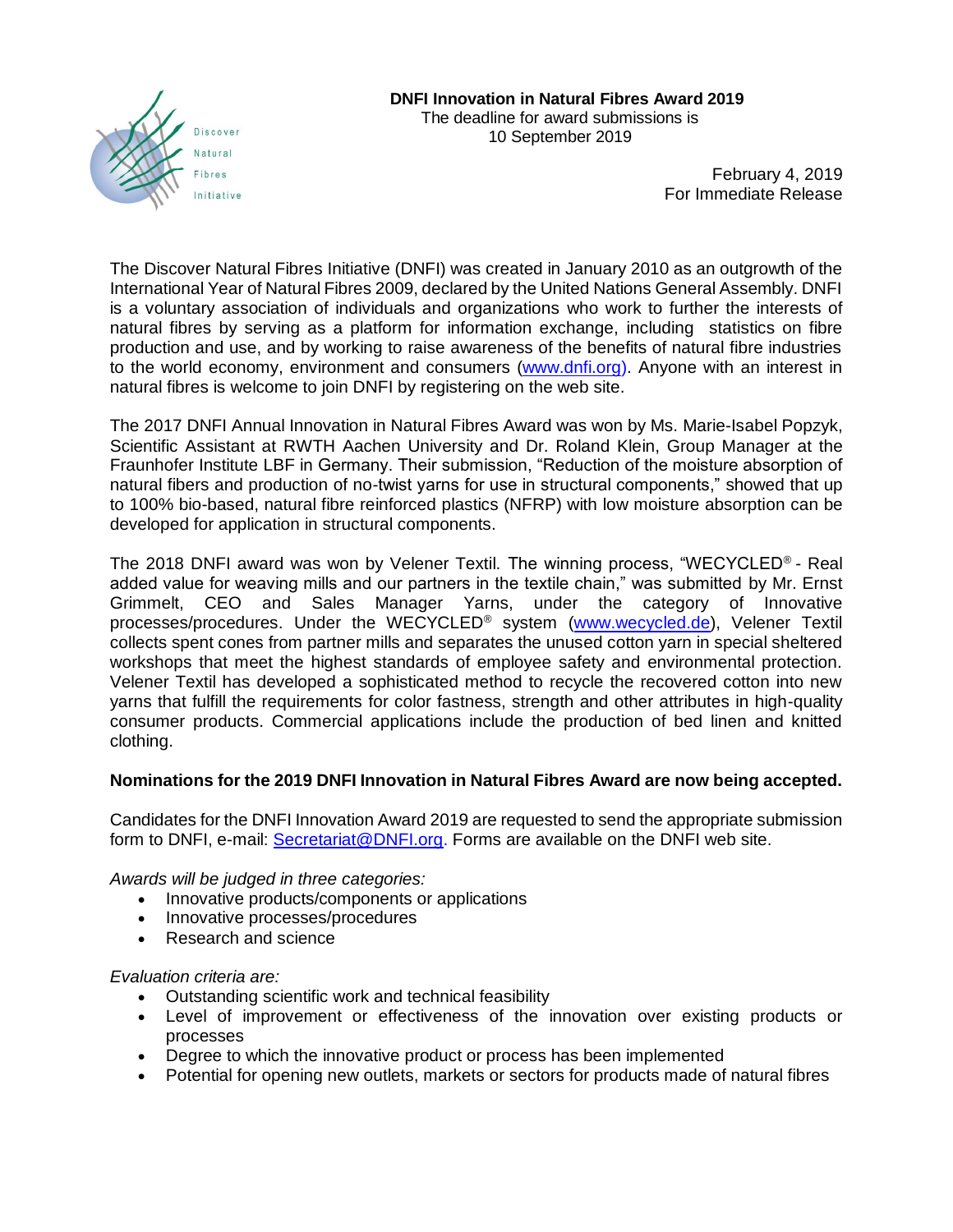Discover Natural Fibres Initiative

**DNFI Innovation in Natural Fibres Award 2019**
The deadline for award submissions is
10 September 2019

February 4, 2019
For Immediate Release

The Discover Natural Fibres Initiative (DNFI) was created in January 2010 as an outgrowth of the International Year of Natural Fibres 2009, declared by the United Nations General Assembly. DNFI is a voluntary association of individuals and organizations who work to further the interests of natural fibres by serving as a platform for information exchange, including statistics on fibre production and use, and by working to raise awareness of the benefits of natural fibre industries to the world economy, environment and consumers (www.dnfi.org). Anyone with an interest in natural fibres is welcome to join DNFI by registering on the web site.

The 2017 DNFI Annual Innovation in Natural Fibres Award was won by Ms. Marie-Isabel Popzyk, Scientific Assistant at RWTH Aachen University and Dr. Roland Klein, Group Manager at the Fraunhofer Institute LBF in Germany. Their submission, "Reduction of the moisture absorption of natural fibers and production of no-twist yarns for use in structural components," showed that up to 100% bio-based, natural fibre reinforced plastics (NFRP) with low moisture absorption can be developed for application in structural components.

The 2018 DNFI award was won by Velener Textil. The winning process, "WECYCLED® - Real added value for weaving mills and our partners in the textile chain," was submitted by Mr. Ernst Grimmelt, CEO and Sales Manager Yarns, under the category of Innovative processes/procedures. Under the WECYCLED® system (www.wecycled.de), Velener Textil collects spent cones from partner mills and separates the unused cotton yarn in special sheltered workshops that meet the highest standards of employee safety and environmental protection. Velener Textil has developed a sophisticated method to recycle the recovered cotton into new yarns that fulfill the requirements for color fastness, strength and other attributes in high-quality consumer products. Commercial applications include the production of bed linen and knitted clothing.

**Nominations for the 2019 DNFI Innovation in Natural Fibres Award are now being accepted.**

Candidates for the DNFI Innovation Award 2019 are requested to send the appropriate submission form to DNFI, e-mail: Secretariat@DNFI.org. Forms are available on the DNFI web site.

*Awards will be judged in three categories:*

- Innovative products/components or applications
- Innovative processes/procedures
- Research and science

*Evaluation criteria are:*

- Outstanding scientific work and technical feasibility
- Level of improvement or effectiveness of the innovation over existing products or processes
- Degree to which the innovative product or process has been implemented
- Potential for opening new outlets, markets or sectors for products made of natural fibres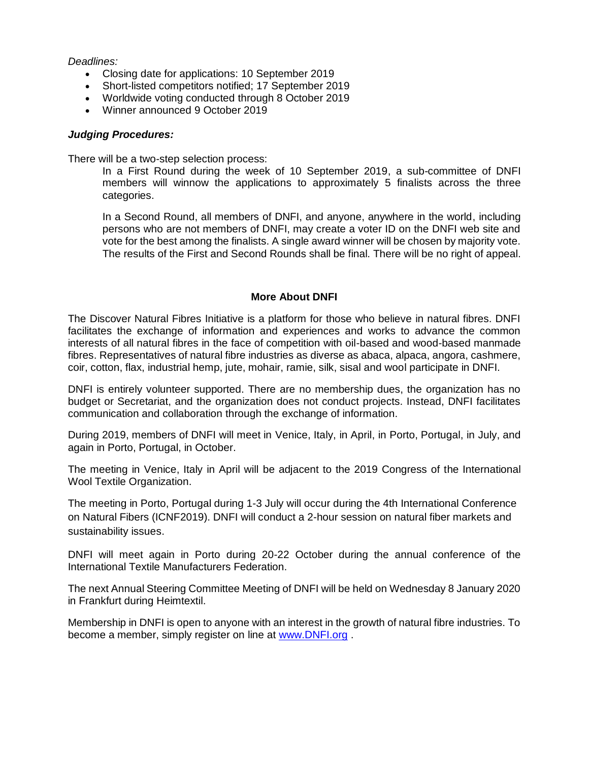*Deadlines:*

- Closing date for applications: 10 September 2019
- Short-listed competitors notified; 17 September 2019
- Worldwide voting conducted through 8 October 2019
- Winner announced 9 October 2019

***Judging Procedures:***

There will be a two-step selection process:

In a First Round during the week of 10 September 2019, a sub-committee of DNFI members will winnow the applications to approximately 5 finalists across the three categories.

In a Second Round, all members of DNFI, and anyone, anywhere in the world, including persons who are not members of DNFI, may create a voter ID on the DNFI web site and vote for the best among the finalists. A single award winner will be chosen by majority vote. The results of the First and Second Rounds shall be final. There will be no right of appeal.

## More About DNFI

The Discover Natural Fibres Initiative is a platform for those who believe in natural fibres. DNFI facilitates the exchange of information and experiences and works to advance the common interests of all natural fibres in the face of competition with oil-based and wood-based manmade fibres. Representatives of natural fibre industries as diverse as abaca, alpaca, angora, cashmere, coir, cotton, flax, industrial hemp, jute, mohair, ramie, silk, sisal and wool participate in DNFI.

DNFI is entirely volunteer supported. There are no membership dues, the organization has no budget or Secretariat, and the organization does not conduct projects. Instead, DNFI facilitates communication and collaboration through the exchange of information.

During 2019, members of DNFI will meet in Venice, Italy, in April, in Porto, Portugal, in July, and again in Porto, Portugal, in October.

The meeting in Venice, Italy in April will be adjacent to the 2019 Congress of the International Wool Textile Organization.

The meeting in Porto, Portugal during 1-3 July will occur during the 4th International Conference on Natural Fibers (ICNF2019). DNFI will conduct a 2-hour session on natural fiber markets and sustainability issues.

DNFI will meet again in Porto during 20-22 October during the annual conference of the International Textile Manufacturers Federation.

The next Annual Steering Committee Meeting of DNFI will be held on Wednesday 8 January 2020 in Frankfurt during Heimtextil.

Membership in DNFI is open to anyone with an interest in the growth of natural fibre industries. To become a member, simply register on line at [www.DNFI.org](http://www.DNFI.org) .